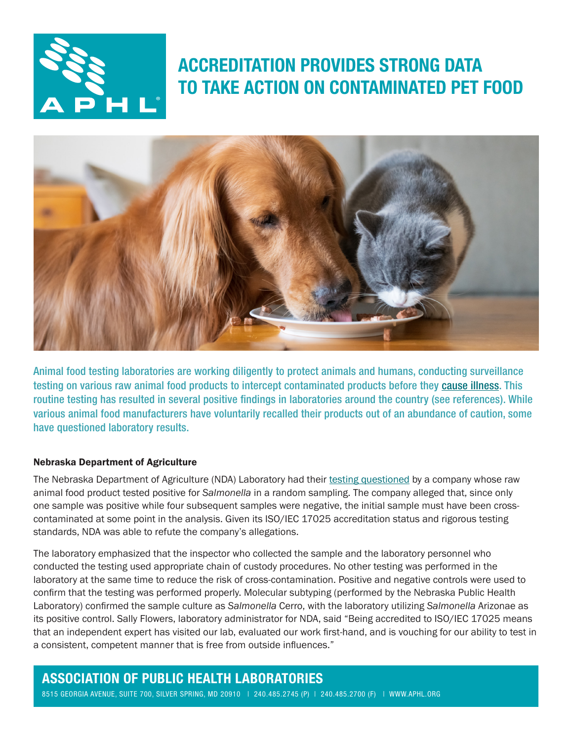# ACCREDITATION PROVIDES STRONG DATA TO TAKE ACTION ON CONTAMINATED PET FOOD

Animal food testing laboratories are working diligently to protect animals and humans, conducting surveillance testing on various raw animal food products to intercept contaminated products before they cause illness. This routine testing has resulted in several positive findings in laboratories around the country (see references). While various animal food manufacturers have voluntarily recalled their products out of an abundance of caution, some have questioned laboratory results.

### Nebraska Department of Agriculture

The Nebraska Department of Agriculture (NDA) Laboratory had their testing questioned by a company whose raw animal food product tested positive for *Salmonella* in a random sampling. The company alleged that, since only one sample was positive while four subsequent samples were negative, the initial sample must have been cross-contaminated at some point in the analysis. Given its ISO/IEC 17025 accreditation status and rigorous testing standards, NDA was able to refute the company's allegations.

The laboratory emphasized that the inspector who collected the sample and the laboratory personnel who conducted the testing used appropriate chain of custody procedures. No other testing was performed in the laboratory at the same time to reduce the risk of cross-contamination. Positive and negative controls were used to confirm that the testing was performed properly. Molecular subtyping (performed by the Nebraska Public Health Laboratory) confirmed the sample culture as *Salmonella* Cerro, with the laboratory utilizing *Salmonella* Arizonae as its positive control. Sally Flowers, laboratory administrator for NDA, said "Being accredited to ISO/IEC 17025 means that an independent expert has visited our lab, evaluated our work first-hand, and is vouching for our ability to test in a consistent, competent manner that is free from outside influences."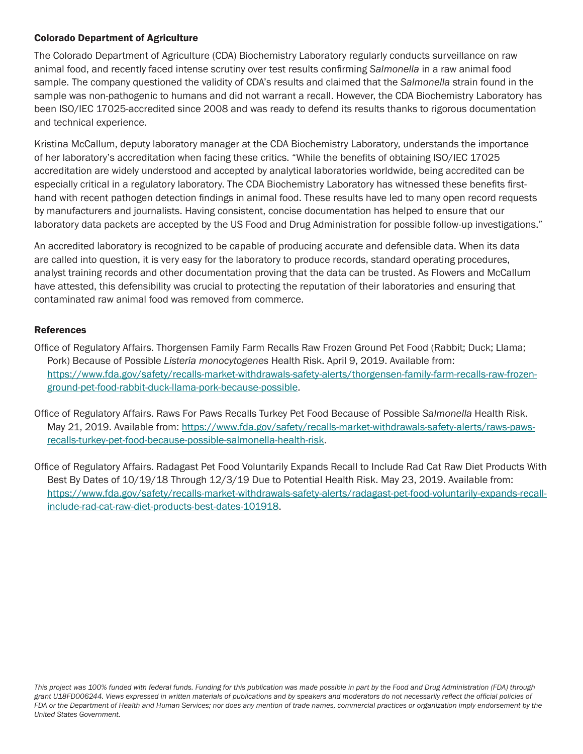## Colorado Department of Agriculture

The Colorado Department of Agriculture (CDA) Biochemistry Laboratory regularly conducts surveillance on raw animal food, and recently faced intense scrutiny over test results confirming *Salmonella* in a raw animal food sample. The company questioned the validity of CDA's results and claimed that the *Salmonella* strain found in the sample was non-pathogenic to humans and did not warrant a recall. However, the CDA Biochemistry Laboratory has been ISO/IEC 17025-accredited since 2008 and was ready to defend its results thanks to rigorous documentation and technical experience.

Kristina McCallum, deputy laboratory manager at the CDA Biochemistry Laboratory, understands the importance of her laboratory's accreditation when facing these critics. "While the benefits of obtaining ISO/IEC 17025 accreditation are widely understood and accepted by analytical laboratories worldwide, being accredited can be especially critical in a regulatory laboratory. The CDA Biochemistry Laboratory has witnessed these benefits first-hand with recent pathogen detection findings in animal food. These results have led to many open record requests by manufacturers and journalists. Having consistent, concise documentation has helped to ensure that our laboratory data packets are accepted by the US Food and Drug Administration for possible follow-up investigations."

An accredited laboratory is recognized to be capable of producing accurate and defensible data. When its data are called into question, it is very easy for the laboratory to produce records, standard operating procedures, analyst training records and other documentation proving that the data can be trusted. As Flowers and McCallum have attested, this defensibility was crucial to protecting the reputation of their laboratories and ensuring that contaminated raw animal food was removed from commerce.

## References

Office of Regulatory Affairs. Thorgensen Family Farm Recalls Raw Frozen Ground Pet Food (Rabbit; Duck; Llama; Pork) Because of Possible *Listeria monocytogenes* Health Risk. April 9, 2019. Available from: https://www.fda.gov/safety/recalls-market-withdrawals-safety-alerts/thorgensen-family-farm-recalls-raw-frozen-ground-pet-food-rabbit-duck-llama-pork-because-possible.

Office of Regulatory Affairs. Raws For Paws Recalls Turkey Pet Food Because of Possible *Salmonella* Health Risk. May 21, 2019. Available from: https://www.fda.gov/safety/recalls-market-withdrawals-safety-alerts/raws-paws-recalls-turkey-pet-food-because-possible-salmonella-health-risk.

Office of Regulatory Affairs. Radagast Pet Food Voluntarily Expands Recall to Include Rad Cat Raw Diet Products With Best By Dates of 10/19/18 Through 12/3/19 Due to Potential Health Risk. May 23, 2019. Available from: https://www.fda.gov/safety/recalls-market-withdrawals-safety-alerts/radagast-pet-food-voluntarily-expands-recall-include-rad-cat-raw-diet-products-best-dates-101918.

*This project was 100% funded with federal funds. Funding for this publication was made possible in part by the Food and Drug Administration (FDA) through grant U18FD006244. Views expressed in written materials of publications and by speakers and moderators do not necessarily reflect the official policies of FDA or the Department of Health and Human Services; nor does any mention of trade names, commercial practices or organization imply endorsement by the United States Government.*